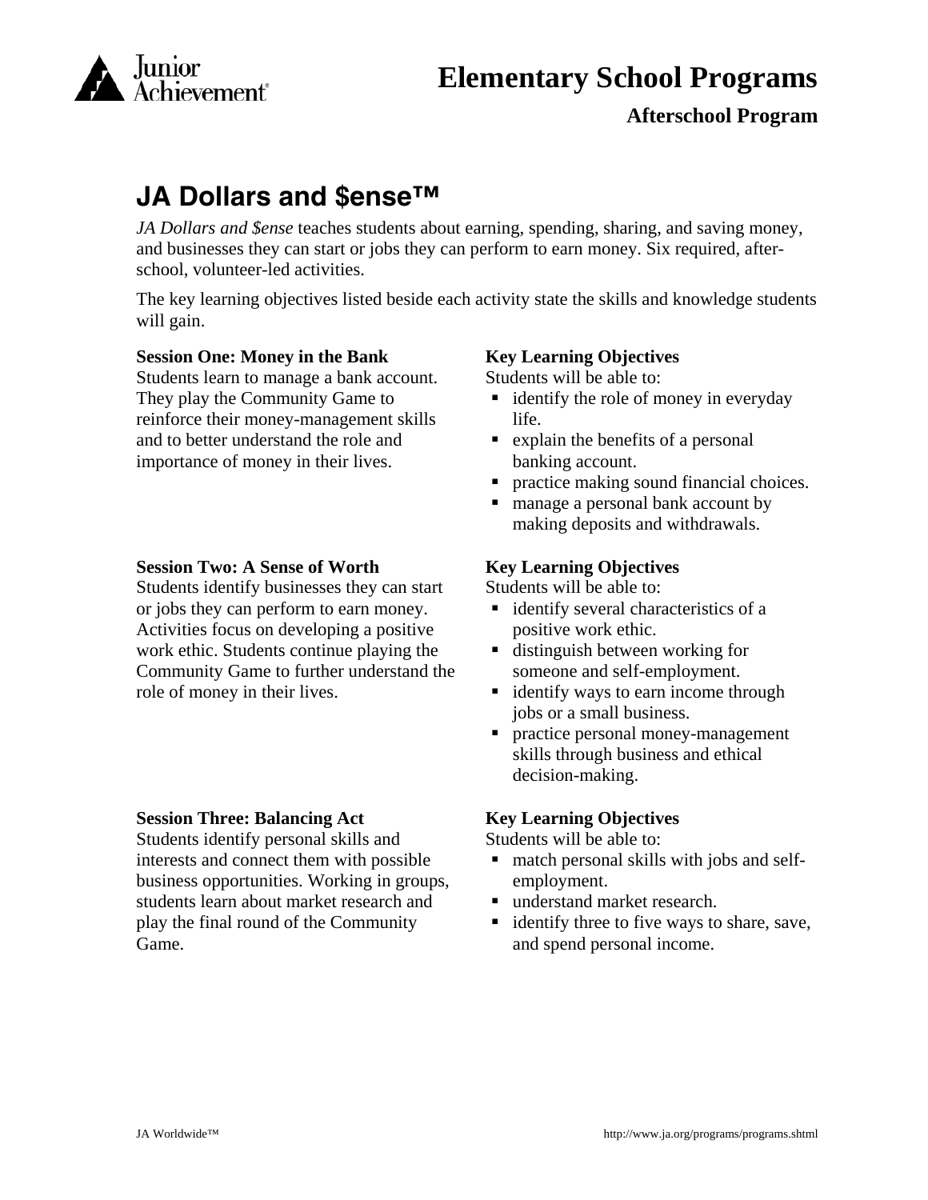# Elementary School Programs

**Afterschool Program**

## JA Dollars and $ense™

*JA Dollars and $ense* teaches students about earning, spending, sharing, and saving money, and businesses they can start or jobs they can perform to earn money. Six required, after-school, volunteer-led activities.

The key learning objectives listed beside each activity state the skills and knowledge students will gain.

**Session One: Money in the Bank**

Students learn to manage a bank account. They play the Community Game to reinforce their money-management skills and to better understand the role and importance of money in their lives.

**Key Learning Objectives**

Students will be able to:

- identify the role of money in everyday life.
- explain the benefits of a personal banking account.
- practice making sound financial choices.
- manage a personal bank account by making deposits and withdrawals.

**Session Two: A Sense of Worth**

Students identify businesses they can start or jobs they can perform to earn money. Activities focus on developing a positive work ethic. Students continue playing the Community Game to further understand the role of money in their lives.

**Key Learning Objectives**

Students will be able to:

- identify several characteristics of a positive work ethic.
- distinguish between working for someone and self-employment.
- identify ways to earn income through jobs or a small business.
- practice personal money-management skills through business and ethical decision-making.

**Session Three: Balancing Act**

Students identify personal skills and interests and connect them with possible business opportunities. Working in groups, students learn about market research and play the final round of the Community Game.

**Key Learning Objectives**

Students will be able to:

- match personal skills with jobs and self-employment.
- understand market research.
- identify three to five ways to share, save, and spend personal income.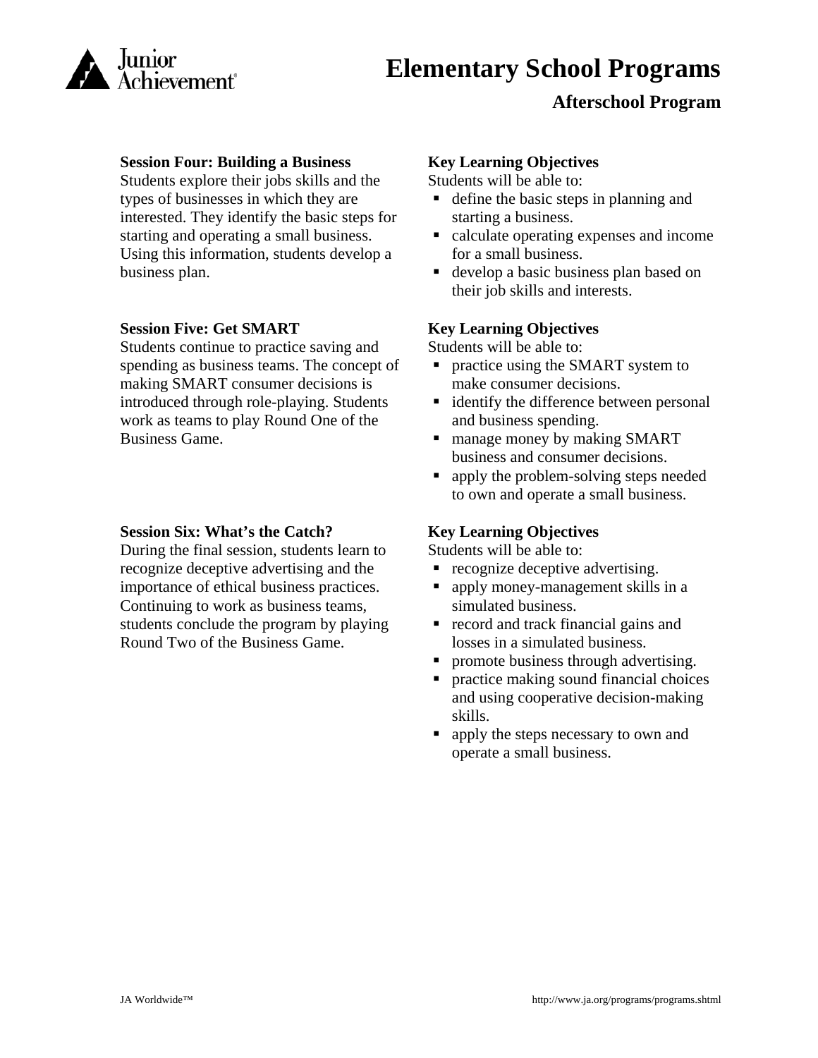# Elementary School Programs

## Afterschool Program

**Session Four: Building a Business**

Students explore their jobs skills and the types of businesses in which they are interested. They identify the basic steps for starting and operating a small business. Using this information, students develop a business plan.

**Key Learning Objectives**

Students will be able to:

- define the basic steps in planning and starting a business.
- calculate operating expenses and income for a small business.
- develop a basic business plan based on their job skills and interests.

**Session Five: Get SMART**

Students continue to practice saving and spending as business teams. The concept of making SMART consumer decisions is introduced through role-playing. Students work as teams to play Round One of the Business Game.

**Key Learning Objectives**

Students will be able to:

- practice using the SMART system to make consumer decisions.
- identify the difference between personal and business spending.
- manage money by making SMART business and consumer decisions.
- apply the problem-solving steps needed to own and operate a small business.

**Session Six: What's the Catch?**

During the final session, students learn to recognize deceptive advertising and the importance of ethical business practices. Continuing to work as business teams, students conclude the program by playing Round Two of the Business Game.

**Key Learning Objectives**

Students will be able to:

- recognize deceptive advertising.
- apply money-management skills in a simulated business.
- record and track financial gains and losses in a simulated business.
- promote business through advertising.
- practice making sound financial choices and using cooperative decision-making skills.
- apply the steps necessary to own and operate a small business.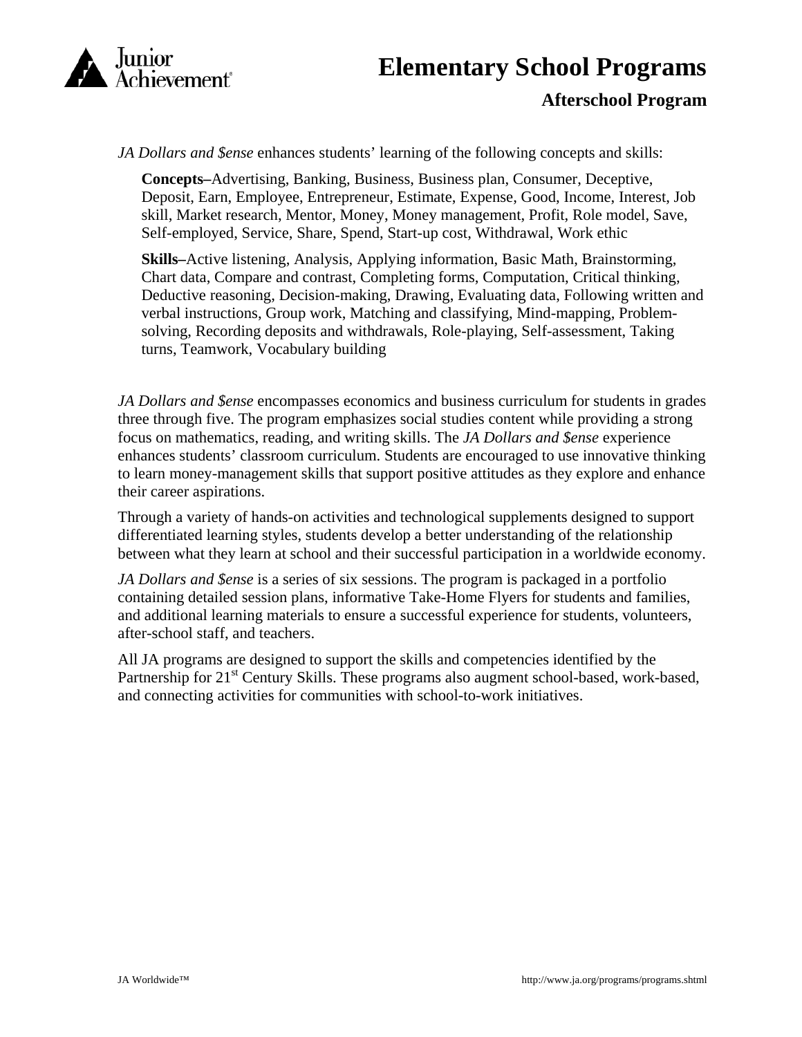# Elementary School Programs

## Afterschool Program

*JA Dollars and $ense* enhances students' learning of the following concepts and skills:

**Concepts–**Advertising, Banking, Business, Business plan, Consumer, Deceptive, Deposit, Earn, Employee, Entrepreneur, Estimate, Expense, Good, Income, Interest, Job skill, Market research, Mentor, Money, Money management, Profit, Role model, Save, Self-employed, Service, Share, Spend, Start-up cost, Withdrawal, Work ethic

**Skills–**Active listening, Analysis, Applying information, Basic Math, Brainstorming, Chart data, Compare and contrast, Completing forms, Computation, Critical thinking, Deductive reasoning, Decision-making, Drawing, Evaluating data, Following written and verbal instructions, Group work, Matching and classifying, Mind-mapping, Problem-solving, Recording deposits and withdrawals, Role-playing, Self-assessment, Taking turns, Teamwork, Vocabulary building

*JA Dollars and $ense* encompasses economics and business curriculum for students in grades three through five. The program emphasizes social studies content while providing a strong focus on mathematics, reading, and writing skills. The *JA Dollars and $ense* experience enhances students' classroom curriculum. Students are encouraged to use innovative thinking to learn money-management skills that support positive attitudes as they explore and enhance their career aspirations.

Through a variety of hands-on activities and technological supplements designed to support differentiated learning styles, students develop a better understanding of the relationship between what they learn at school and their successful participation in a worldwide economy.

*JA Dollars and $ense* is a series of six sessions. The program is packaged in a portfolio containing detailed session plans, informative Take-Home Flyers for students and families, and additional learning materials to ensure a successful experience for students, volunteers, after-school staff, and teachers.

All JA programs are designed to support the skills and competencies identified by the Partnership for 21st Century Skills. These programs also augment school-based, work-based, and connecting activities for communities with school-to-work initiatives.